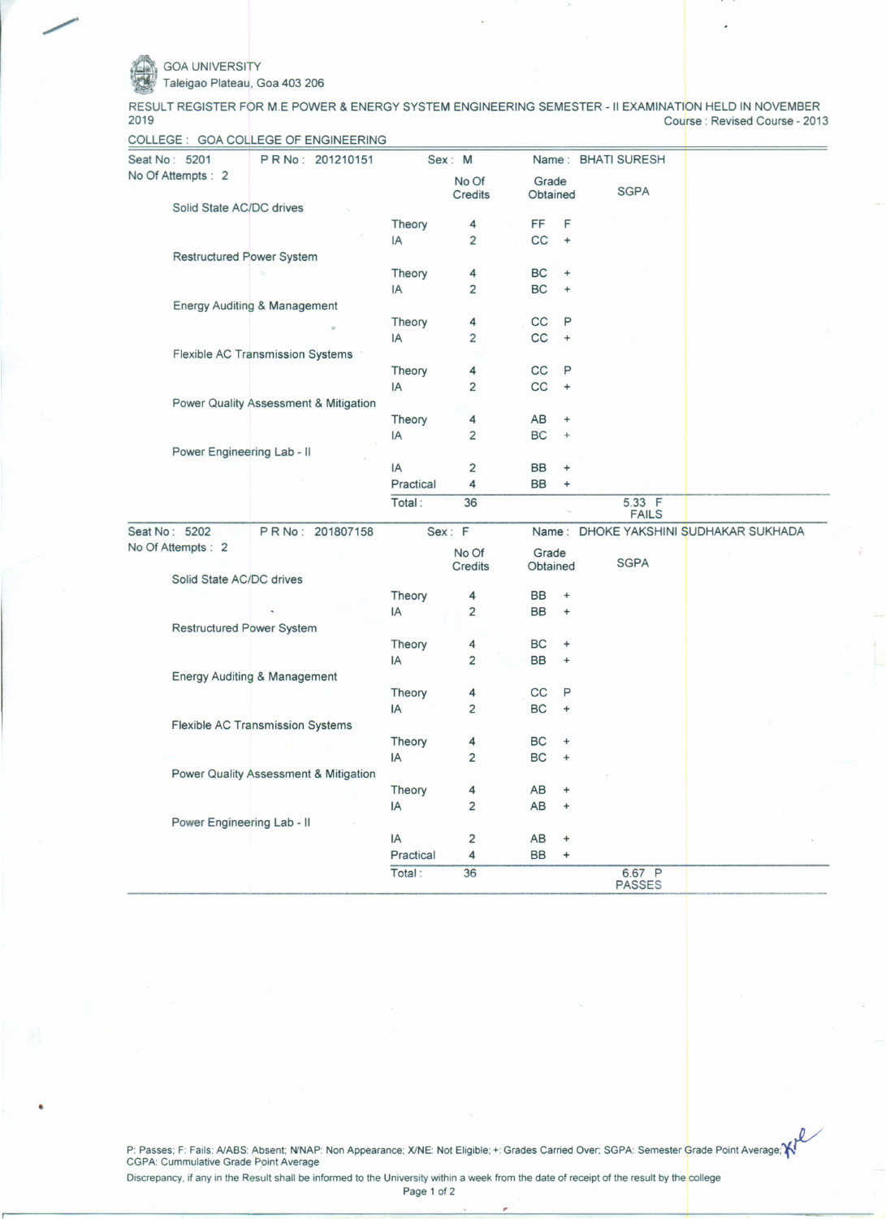GOA UNIVERSITY
Taleigao Plateau, Goa 403 206

RESULT REGISTER FOR M.E POWER & ENERGY SYSTEM ENGINEERING SEMESTER - II EXAMINATION HELD IN NOVEMBER 2019

Course : Revised Course - 2013

COLLEGE : GOA COLLEGE OF ENGINEERING

---

Seat No : 5201 | P R No : 201210151 | Sex : M | Name : BHATI SURESH

No Of Attempts : 2

| Subject | Component | No Of Credits | Grade Obtained | | SGPA |
|---|---|---|---|---|---|
| Solid State AC/DC drives | Theory | 4 | FF | F | |
| | IA | 2 | CC | + | |
| Restructured Power System | Theory | 4 | BC | + | |
| | IA | 2 | BC | + | |
| Energy Auditing & Management | Theory | 4 | CC | P | |
| | IA | 2 | CC | + | |
| Flexible AC Transmission Systems | Theory | 4 | CC | P | |
| | IA | 2 | CC | + | |
| Power Quality Assessment & Mitigation | Theory | 4 | AB | + | |
| | IA | 2 | BC | + | |
| Power Engineering Lab - II | IA | 2 | BB | + | |
| | Practical | 4 | BB | + | |
| | Total : | 36 | | | 5.33 F FAILS |

---

Seat No : 5202 | P R No : 201807158 | Sex : F | Name : DHOKE YAKSHINI SUDHAKAR SUKHADA

No Of Attempts : 2

| Subject | Component | No Of Credits | Grade Obtained | | SGPA |
|---|---|---|---|---|---|
| Solid State AC/DC drives | Theory | 4 | BB | + | |
| | IA | 2 | BB | + | |
| Restructured Power System | Theory | 4 | BC | + | |
| | IA | 2 | BB | + | |
| Energy Auditing & Management | Theory | 4 | CC | P | |
| | IA | 2 | BC | + | |
| Flexible AC Transmission Systems | Theory | 4 | BC | + | |
| | IA | 2 | BC | + | |
| Power Quality Assessment & Mitigation | Theory | 4 | AB | + | |
| | IA | 2 | AB | + | |
| Power Engineering Lab - II | IA | 2 | AB | + | |
| | Practical | 4 | BB | + | |
| | Total : | 36 | | | 6.67 P PASSES |

---

P: Passes; F: Fails; A/ABS: Absent; N/NAP: Non Appearance; X/NE: Not Eligible; +: Grades Carried Over; SGPA: Semester Grade Point Average; CGPA: Cummulative Grade Point Average

Discrepancy, if any in the Result shall be informed to the University within a week from the date of receipt of the result by the college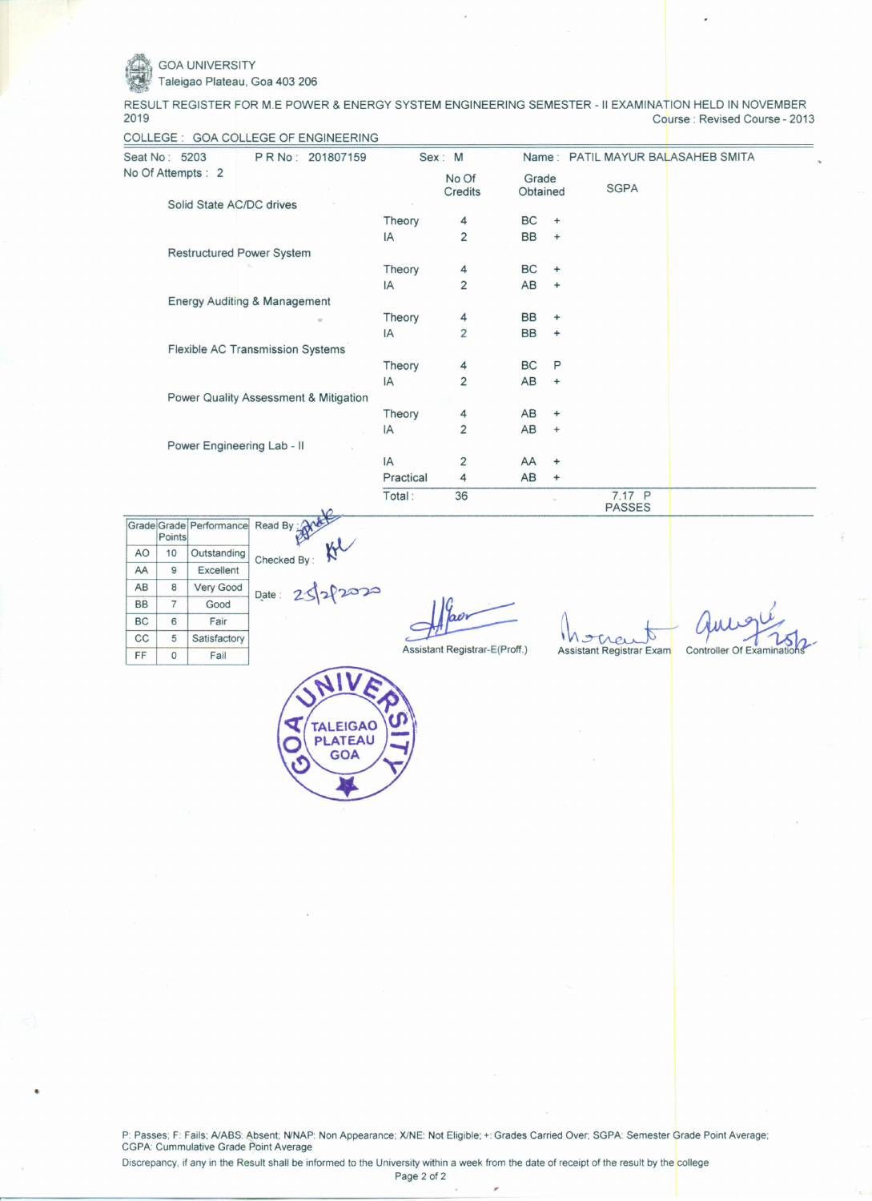GOA UNIVERSITY
Taleigao Plateau, Goa 403 206

RESULT REGISTER FOR M.E POWER & ENERGY SYSTEM ENGINEERING SEMESTER - II EXAMINATION HELD IN NOVEMBER 2019

Course : Revised Course - 2013

COLLEGE : GOA COLLEGE OF ENGINEERING

Seat No : 5203 P R No : 201807159 Sex : M Name : PATIL MAYUR BALASAHEB SMITA

No Of Attempts : 2

| Subject | Component | No Of Credits | Grade Obtained | | SGPA |
|---|---|---|---|---|---|
| Solid State AC/DC drives | | | | | |
| | Theory | 4 | BC | + | |
| | IA | 2 | BB | + | |
| Restructured Power System | | | | | |
| | Theory | 4 | BC | + | |
| | IA | 2 | AB | + | |
| Energy Auditing & Management | | | | | |
| | Theory | 4 | BB | + | |
| | IA | 2 | BB | + | |
| Flexible AC Transmission Systems | | | | | |
| | Theory | 4 | BC | P | |
| | IA | 2 | AB | + | |
| Power Quality Assessment & Mitigation | | | | | |
| | Theory | 4 | AB | + | |
| | IA | 2 | AB | + | |
| Power Engineering Lab - II | | | | | |
| | IA | 2 | AA | + | |
| | Practical | 4 | AB | + | |
| | Total : | 36 | | | 7.17 P PASSES |

| Grade | Grade Points | Performance |
|---|---|---|
| AO | 10 | Outstanding |
| AA | 9 | Excellent |
| AB | 8 | Very Good |
| BB | 7 | Good |
| BC | 6 | Fair |
| CC | 5 | Satisfactory |
| FF | 0 | Fail |

Read By :

Checked By :

Date : 25/2/2020

Assistant Registrar-E(Proff.) Assistant Registrar Exam Controller Of Examinations

GOA UNIVERSITY TALEIGAO PLATEAU GOA

P: Passes; F: Fails; A/ABS: Absent; N/NAP: Non Appearance; X/NE: Not Eligible; +: Grades Carried Over; SGPA: Semester Grade Point Average; CGPA: Cummulative Grade Point Average

Discrepancy, if any in the Result shall be informed to the University within a week from the date of receipt of the result by the college